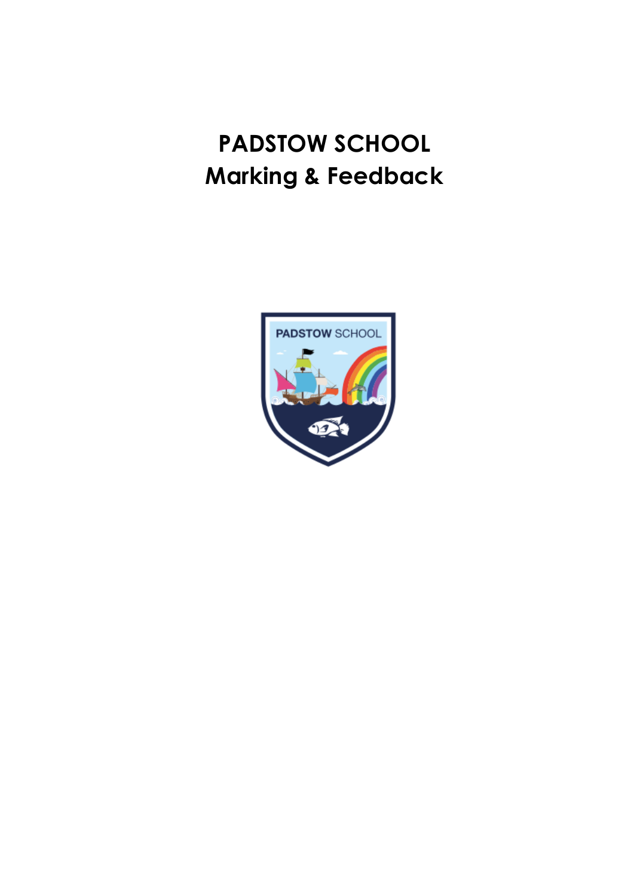# PADSTOW SCHOOL
# Marking & Feedback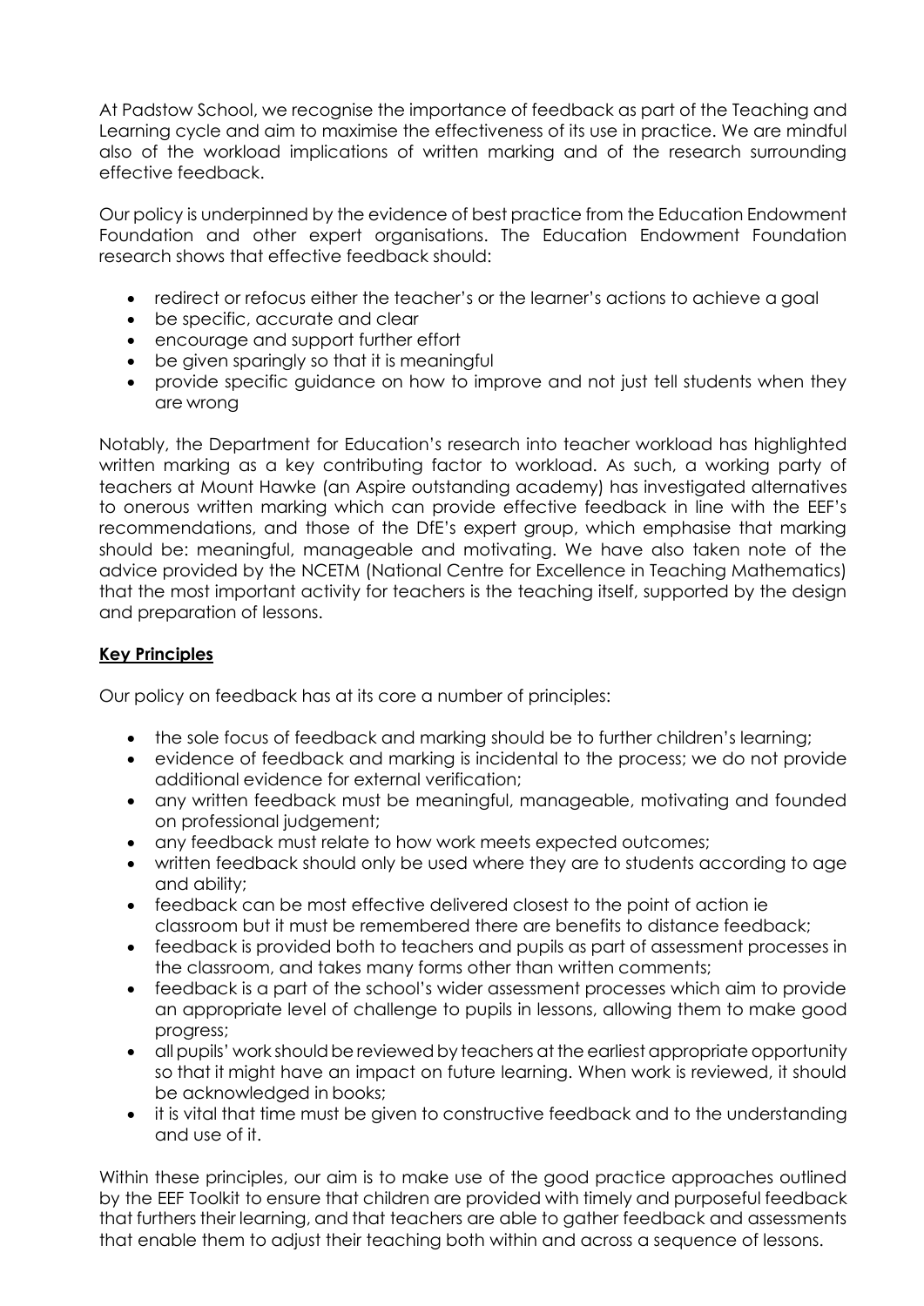At Padstow School, we recognise the importance of feedback as part of the Teaching and Learning cycle and aim to maximise the effectiveness of its use in practice. We are mindful also of the workload implications of written marking and of the research surrounding effective feedback.

Our policy is underpinned by the evidence of best practice from the Education Endowment Foundation and other expert organisations. The Education Endowment Foundation research shows that effective feedback should:

- redirect or refocus either the teacher's or the learner's actions to achieve a goal
- be specific, accurate and clear
- encourage and support further effort
- be given sparingly so that it is meaningful
- provide specific guidance on how to improve and not just tell students when they are wrong

Notably, the Department for Education's research into teacher workload has highlighted written marking as a key contributing factor to workload. As such, a working party of teachers at Mount Hawke (an Aspire outstanding academy) has investigated alternatives to onerous written marking which can provide effective feedback in line with the EEF's recommendations, and those of the DfE's expert group, which emphasise that marking should be: meaningful, manageable and motivating. We have also taken note of the advice provided by the NCETM (National Centre for Excellence in Teaching Mathematics) that the most important activity for teachers is the teaching itself, supported by the design and preparation of lessons.

## Key Principles

Our policy on feedback has at its core a number of principles:

- the sole focus of feedback and marking should be to further children's learning;
- evidence of feedback and marking is incidental to the process; we do not provide additional evidence for external verification;
- any written feedback must be meaningful, manageable, motivating and founded on professional judgement;
- any feedback must relate to how work meets expected outcomes;
- written feedback should only be used where they are to students according to age and ability;
- feedback can be most effective delivered closest to the point of action ie classroom but it must be remembered there are benefits to distance feedback;
- feedback is provided both to teachers and pupils as part of assessment processes in the classroom, and takes many forms other than written comments;
- feedback is a part of the school's wider assessment processes which aim to provide an appropriate level of challenge to pupils in lessons, allowing them to make good progress;
- all pupils' work should be reviewed by teachers at the earliest appropriate opportunity so that it might have an impact on future learning. When work is reviewed, it should be acknowledged in books;
- it is vital that time must be given to constructive feedback and to the understanding and use of it.

Within these principles, our aim is to make use of the good practice approaches outlined by the EEF Toolkit to ensure that children are provided with timely and purposeful feedback that furthers their learning, and that teachers are able to gather feedback and assessments that enable them to adjust their teaching both within and across a sequence of lessons.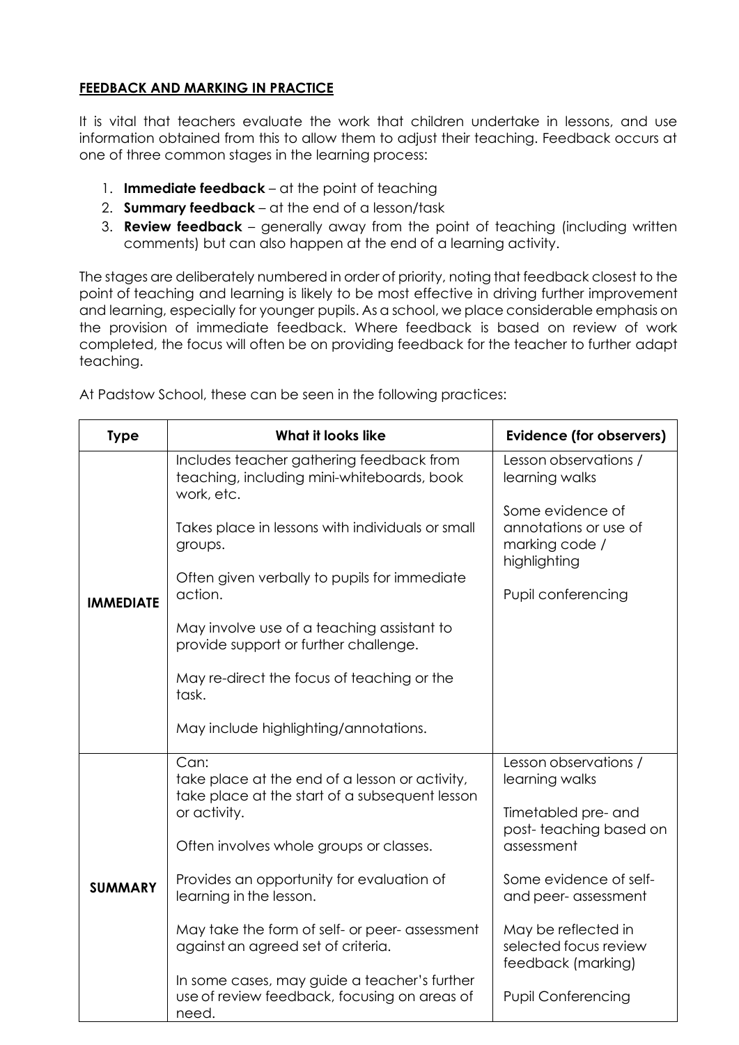**FEEDBACK AND MARKING IN PRACTICE**

It is vital that teachers evaluate the work that children undertake in lessons, and use information obtained from this to allow them to adjust their teaching. Feedback occurs at one of three common stages in the learning process:

1. **Immediate feedback** – at the point of teaching
2. **Summary feedback** – at the end of a lesson/task
3. **Review feedback** – generally away from the point of teaching (including written comments) but can also happen at the end of a learning activity.

The stages are deliberately numbered in order of priority, noting that feedback closest to the point of teaching and learning is likely to be most effective in driving further improvement and learning, especially for younger pupils. As a school, we place considerable emphasis on the provision of immediate feedback. Where feedback is based on review of work completed, the focus will often be on providing feedback for the teacher to further adapt teaching.

At Padstow School, these can be seen in the following practices:

| Type | What it looks like | Evidence (for observers) |
| --- | --- | --- |
| **IMMEDIATE** | Includes teacher gathering feedback from teaching, including mini-whiteboards, book work, etc.<br><br>Takes place in lessons with individuals or small groups.<br><br>Often given verbally to pupils for immediate action.<br><br>May involve use of a teaching assistant to provide support or further challenge.<br><br>May re-direct the focus of teaching or the task.<br><br>May include highlighting/annotations. | Lesson observations / learning walks<br><br>Some evidence of annotations or use of marking code / highlighting<br><br>Pupil conferencing |
| **SUMMARY** | Can:<br>take place at the end of a lesson or activity,<br>take place at the start of a subsequent lesson or activity.<br><br>Often involves whole groups or classes.<br><br>Provides an opportunity for evaluation of learning in the lesson.<br><br>May take the form of self- or peer- assessment against an agreed set of criteria.<br><br>In some cases, may guide a teacher's further use of review feedback, focusing on areas of need. | Lesson observations / learning walks<br><br>Timetabled pre- and post- teaching based on assessment<br><br>Some evidence of self- and peer- assessment<br><br>May be reflected in selected focus review feedback (marking)<br><br>Pupil Conferencing |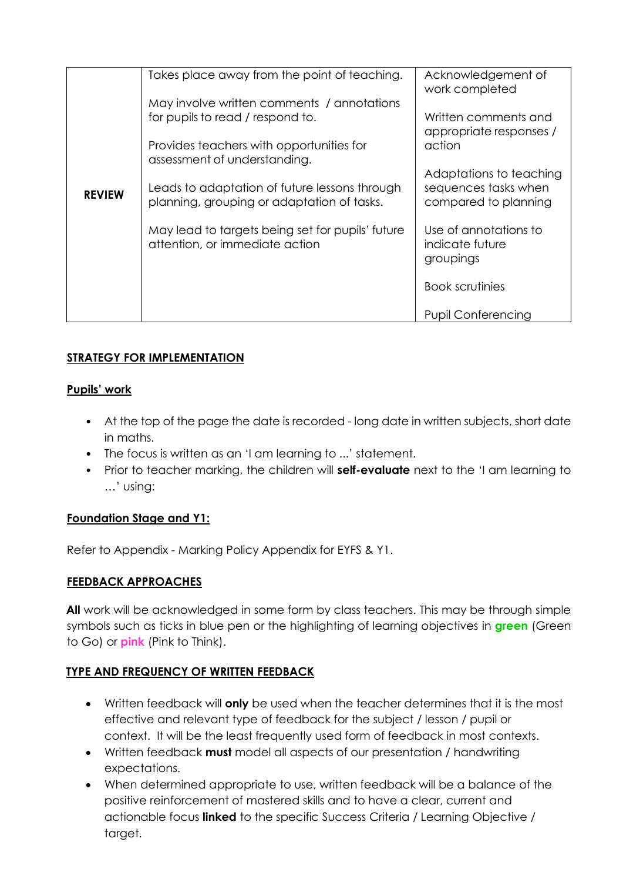| | | |
|---|---|---|
| **REVIEW** | Takes place away from the point of teaching.<br><br>May involve written comments / annotations for pupils to read / respond to.<br><br>Provides teachers with opportunities for assessment of understanding.<br><br>Leads to adaptation of future lessons through planning, grouping or adaptation of tasks.<br><br>May lead to targets being set for pupils' future attention, or immediate action | Acknowledgement of work completed<br><br>Written comments and appropriate responses / action<br><br>Adaptations to teaching sequences tasks when compared to planning<br><br>Use of annotations to indicate future groupings<br><br>Book scrutinies<br><br>Pupil Conferencing |

**STRATEGY FOR IMPLEMENTATION**

**Pupils' work**

- At the top of the page the date is recorded - long date in written subjects, short date in maths.
- The focus is written as an 'I am learning to ...' statement.
- Prior to teacher marking, the children will **self-evaluate** next to the 'I am learning to …' using:

**Foundation Stage and Y1:**

Refer to Appendix - Marking Policy Appendix for EYFS & Y1.

**FEEDBACK APPROACHES**

**All** work will be acknowledged in some form by class teachers. This may be through simple symbols such as ticks in blue pen or the highlighting of learning objectives in **green** (Green to Go) or **pink** (Pink to Think).

**TYPE AND FREQUENCY OF WRITTEN FEEDBACK**

- Written feedback will **only** be used when the teacher determines that it is the most effective and relevant type of feedback for the subject / lesson / pupil or context. It will be the least frequently used form of feedback in most contexts.
- Written feedback **must** model all aspects of our presentation / handwriting expectations.
- When determined appropriate to use, written feedback will be a balance of the positive reinforcement of mastered skills and to have a clear, current and actionable focus **linked** to the specific Success Criteria / Learning Objective / target.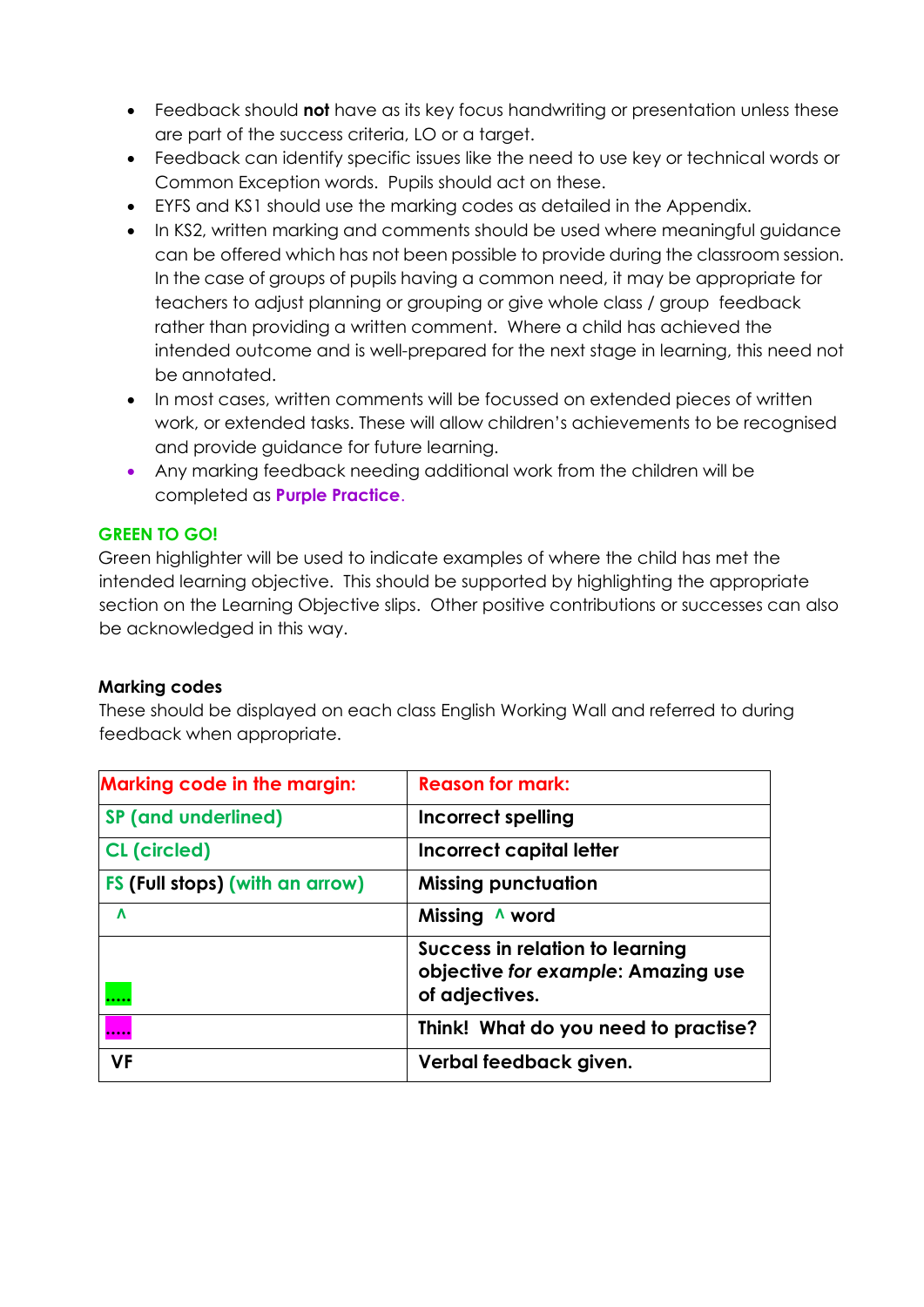- Feedback should **not** have as its key focus handwriting or presentation unless these are part of the success criteria, LO or a target.
- Feedback can identify specific issues like the need to use key or technical words or Common Exception words. Pupils should act on these.
- EYFS and KS1 should use the marking codes as detailed in the Appendix.
- In KS2, written marking and comments should be used where meaningful guidance can be offered which has not been possible to provide during the classroom session. In the case of groups of pupils having a common need, it may be appropriate for teachers to adjust planning or grouping or give whole class / group feedback rather than providing a written comment. Where a child has achieved the intended outcome and is well-prepared for the next stage in learning, this need not be annotated.
- In most cases, written comments will be focussed on extended pieces of written work, or extended tasks. These will allow children's achievements to be recognised and provide guidance for future learning.
- Any marking feedback needing additional work from the children will be completed as **Purple Practice**.

**GREEN TO GO!**

Green highlighter will be used to indicate examples of where the child has met the intended learning objective. This should be supported by highlighting the appropriate section on the Learning Objective slips. Other positive contributions or successes can also be acknowledged in this way.

**Marking codes**

These should be displayed on each class English Working Wall and referred to during feedback when appropriate.

| Marking code in the margin: | Reason for mark: |
|---|---|
| **SP (and underlined)** | **Incorrect spelling** |
| **CL (circled)** | **Incorrect capital letter** |
| **FS (Full stops) (with an arrow)** | **Missing punctuation** |
| **^** | **Missing ^ word** |
| ..... (green highlight) | **Success in relation to learning objective *for example*: Amazing use of adjectives.** |
| ..... (pink highlight) | **Think! What do you need to practise?** |
| **VF** | **Verbal feedback given.** |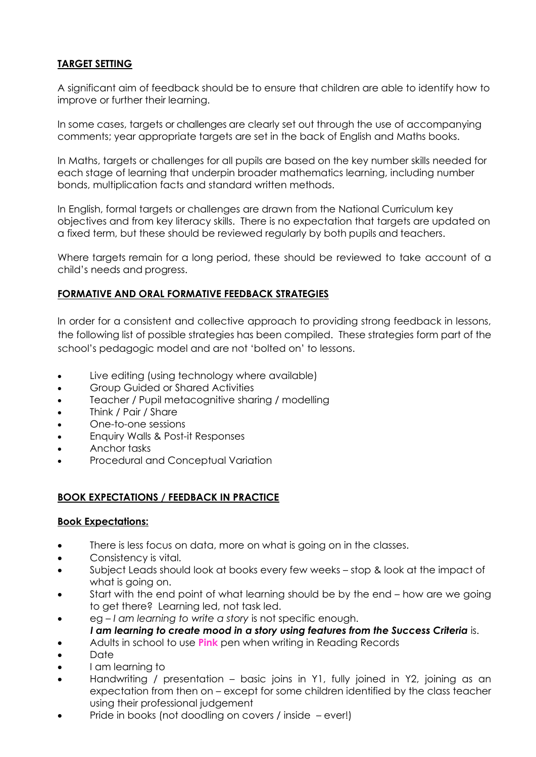## TARGET SETTING

A significant aim of feedback should be to ensure that children are able to identify how to improve or further their learning.

In some cases, targets or challenges are clearly set out through the use of accompanying comments; year appropriate targets are set in the back of English and Maths books.

In Maths, targets or challenges for all pupils are based on the key number skills needed for each stage of learning that underpin broader mathematics learning, including number bonds, multiplication facts and standard written methods.

In English, formal targets or challenges are drawn from the National Curriculum key objectives and from key literacy skills. There is no expectation that targets are updated on a fixed term, but these should be reviewed regularly by both pupils and teachers.

Where targets remain for a long period, these should be reviewed to take account of a child's needs and progress.

## FORMATIVE AND ORAL FORMATIVE FEEDBACK STRATEGIES

In order for a consistent and collective approach to providing strong feedback in lessons, the following list of possible strategies has been compiled. These strategies form part of the school's pedagogic model and are not 'bolted on' to lessons.

- Live editing (using technology where available)
- Group Guided or Shared Activities
- Teacher / Pupil metacognitive sharing / modelling
- Think / Pair / Share
- One-to-one sessions
- Enquiry Walls & Post-it Responses
- Anchor tasks
- Procedural and Conceptual Variation

## BOOK EXPECTATIONS / FEEDBACK IN PRACTICE

### Book Expectations:

- There is less focus on data, more on what is going on in the classes.
- Consistency is vital.
- Subject Leads should look at books every few weeks – stop & look at the impact of what is going on.
- Start with the end point of what learning should be by the end – how are we going to get there? Learning led, not task led.
- eg – *I am learning to write a story* is not specific enough.
  ***I am learning to create mood in a story using features from the Success Criteria*** is.
- Adults in school to use **Pink** pen when writing in Reading Records
- Date
- I am learning to
- Handwriting / presentation – basic joins in Y1, fully joined in Y2, joining as an expectation from then on – except for some children identified by the class teacher using their professional judgement
- Pride in books (not doodling on covers / inside – ever!)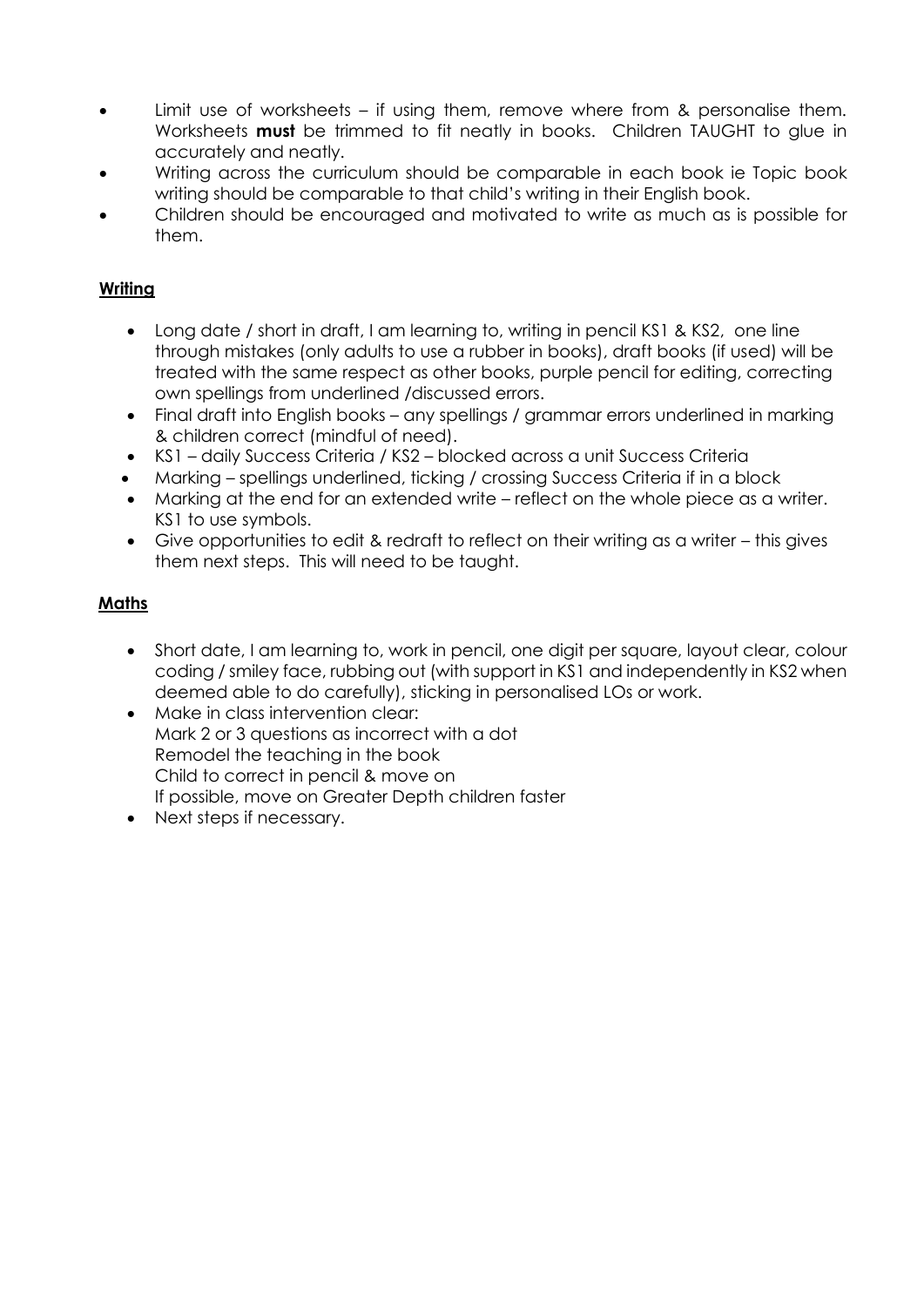- Limit use of worksheets – if using them, remove where from & personalise them. Worksheets **must** be trimmed to fit neatly in books. Children TAUGHT to glue in accurately and neatly.
- Writing across the curriculum should be comparable in each book ie Topic book writing should be comparable to that child's writing in their English book.
- Children should be encouraged and motivated to write as much as is possible for them.

## Writing

- Long date / short in draft, I am learning to, writing in pencil KS1 & KS2, one line through mistakes (only adults to use a rubber in books), draft books (if used) will be treated with the same respect as other books, purple pencil for editing, correcting own spellings from underlined /discussed errors.
- Final draft into English books – any spellings / grammar errors underlined in marking & children correct (mindful of need).
- KS1 – daily Success Criteria / KS2 – blocked across a unit Success Criteria
- Marking – spellings underlined, ticking / crossing Success Criteria if in a block
- Marking at the end for an extended write – reflect on the whole piece as a writer. KS1 to use symbols.
- Give opportunities to edit & redraft to reflect on their writing as a writer – this gives them next steps. This will need to be taught.

## Maths

- Short date, I am learning to, work in pencil, one digit per square, layout clear, colour coding / smiley face, rubbing out (with support in KS1 and independently in KS2 when deemed able to do carefully), sticking in personalised LOs or work.
- Make in class intervention clear:
  Mark 2 or 3 questions as incorrect with a dot
  Remodel the teaching in the book
  Child to correct in pencil & move on
  If possible, move on Greater Depth children faster
- Next steps if necessary.